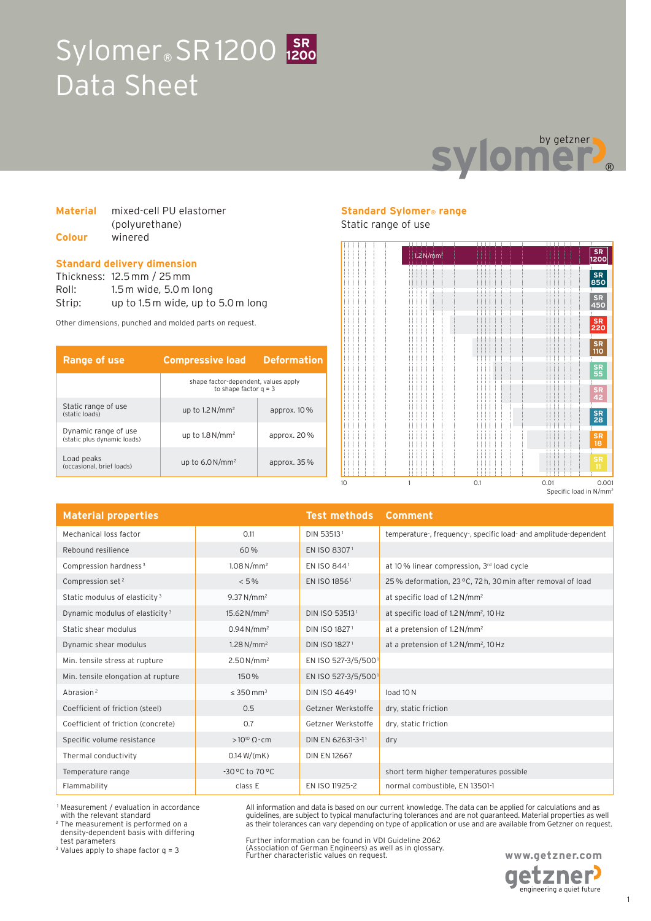# Sylomer® SR 1200 Data Sheet

**Material** mixed-cell PU elastomer (polyurethane)

**Colour** winered

## Standard delivery dimension

Thickness: 12.5 mm / 25 mm

Roll: 1.5 m wide, 5.0 m long

Strip: up to 1.5 m wide, up to 5.0 m long

Other dimensions, punched and molded parts on request.

| Range of use | Compressive load | Deformation |
|---|---|---|
| | shape factor-dependent, values apply to shape factor q = 3 | |
| Static range of use (static loads) | up to 1.2 N/mm² | approx. 10 % |
| Dynamic range of use (static plus dynamic loads) | up to 1.8 N/mm² | approx. 20 % |
| Load peaks (occasional, brief loads) | up to 6.0 N/mm² | approx. 35 % |

## Standard Sylomer® range

Static range of use

SR 1200: 1.2 N/mm²; SR 850; SR 450; SR 220; SR 110; SR 55; SR 42; SR 28; SR 18; SR 11

Specific load in N/mm² (axis: 10, 1, 0.1, 0.01, 0.001)

| Material properties | | Test methods | Comment |
|---|---|---|---|
| Mechanical loss factor | 0.11 | DIN 53513[1] | temperature-, frequency-, specific load- and amplitude-dependent |
| Rebound resilience | 60 % | EN ISO 8307[1] | |
| Compression hardness[3] | 1.08 N/mm² | EN ISO 844[1] | at 10 % linear compression, 3rd load cycle |
| Compression set[2] | < 5 % | EN ISO 1856[1] | 25 % deformation, 23 °C, 72 h, 30 min after removal of load |
| Static modulus of elasticity[3] | 9.37 N/mm² | | at specific load of 1.2 N/mm² |
| Dynamic modulus of elasticity[3] | 15.62 N/mm² | DIN 53513[1] | at specific load of 1.2 N/mm², 10 Hz |
| Static shear modulus | 0.94 N/mm² | DIN ISO 1827[1] | at a pretension of 1.2 N/mm² |
| Dynamic shear modulus | 1.28 N/mm² | DIN ISO 1827[1] | at a pretension of 1.2 N/mm², 10 Hz |
| Min. tensile stress at rupture | 2.50 N/mm² | EN ISO 527-3/5/500[1] | |
| Min. tensile elongation at rupture | 150 % | EN ISO 527-3/5/500[1] | |
| Abrasion[2] | ≤ 350 mm³ | DIN ISO 4649[1] | load 10 N |
| Coefficient of friction (steel) | 0.5 | Getzner Werkstoffe | dry, static friction |
| Coefficient of friction (concrete) | 0.7 | Getzner Werkstoffe | dry, static friction |
| Specific volume resistance | > $10^{10}$ Ω·cm | DIN EN 62631-3-1[1] | dry |
| Thermal conductivity | 0.14 W/(mK) | DIN EN 12667 | |
| Temperature range | -30 °C to 70 °C | | short term higher temperatures possible |
| Flammability | class E | EN ISO 11925-2 | normal combustible, EN 13501-1 |

[1] Measurement / evaluation in accordance with the relevant standard
[2] The measurement is performed on a density-dependent basis with differing test parameters
[3] Values apply to shape factor q = 3

All information and data is based on our current knowledge. The data can be applied for calculations and as guidelines, are subject to typical manufacturing tolerances and are not guaranteed. Material properties as well as their tolerances can vary depending on type of application or use and are available from Getzner on request.

Further information can be found in VDI Guideline 2062 (Association of German Engineers) as well as in glossary. Further characteristic values on request.

www.getzner.com

getzner engineering a quiet future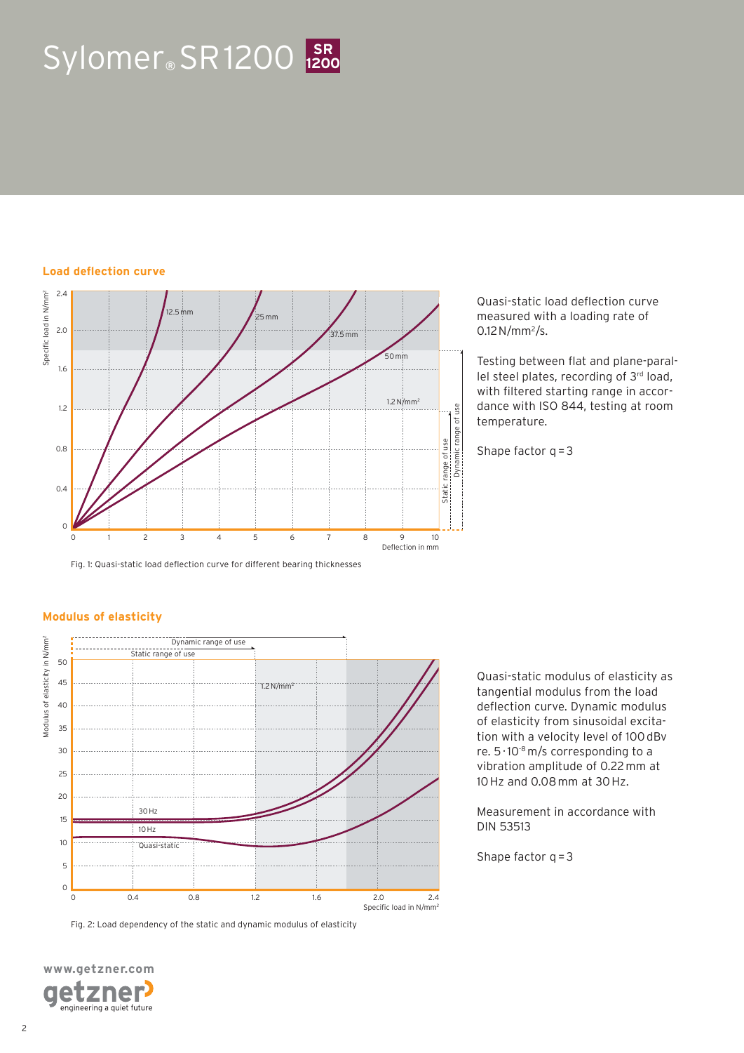# Sylomer® SR 1200

## Load deflection curve

Quasi-static load deflection curve measured with a loading rate of 0.12 N/mm²/s.

Testing between flat and plane-parallel steel plates, recording of 3rd load, with filtered starting range in accordance with ISO 844, testing at room temperature.

Shape factor q = 3

Fig. 1: Quasi-static load deflection curve for different bearing thicknesses

## Modulus of elasticity

Quasi-static modulus of elasticity as tangential modulus from the load deflection curve. Dynamic modulus of elasticity from sinusoidal excitation with a velocity level of 100 dBv re. $5 \cdot 10^{-8}$ m/s corresponding to a vibration amplitude of 0.22 mm at 10 Hz and 0.08 mm at 30 Hz.

Measurement in accordance with DIN 53513

Shape factor q = 3

Fig. 2: Load dependency of the static and dynamic modulus of elasticity

www.getzner.com

getzner engineering a quiet future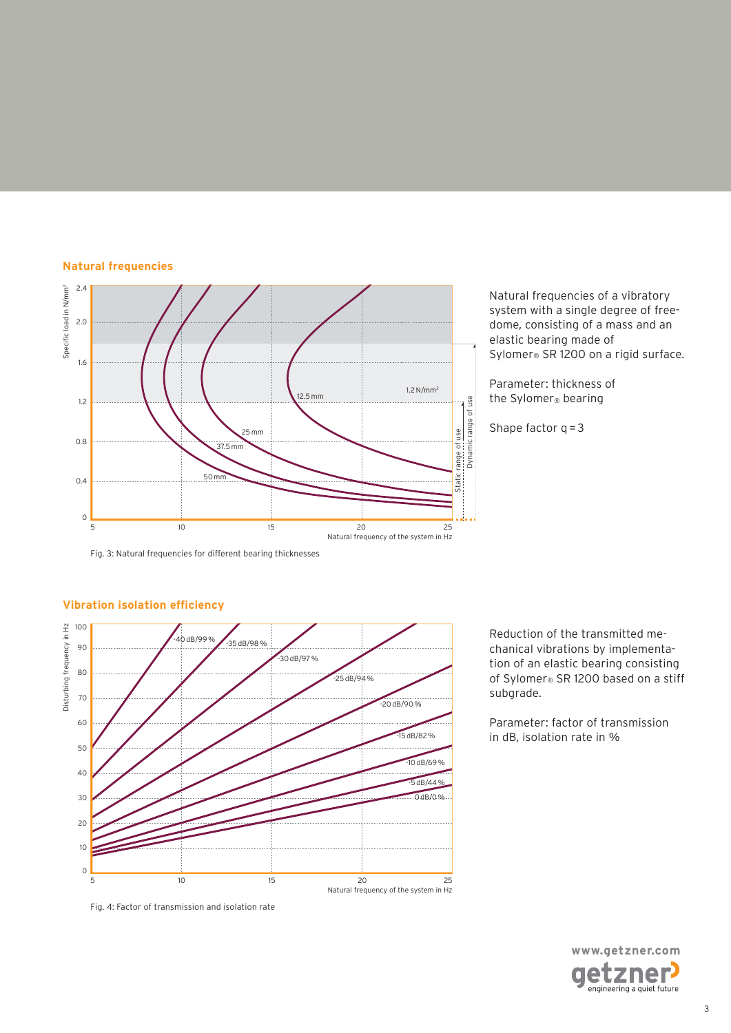## Natural frequencies

Natural frequencies of a vibratory system with a single degree of freedome, consisting of a mass and an elastic bearing made of Sylomer® SR 1200 on a rigid surface.

Parameter: thickness of the Sylomer® bearing

Shape factor q = 3

Fig. 3: Natural frequencies for different bearing thicknesses

## Vibration isolation efficiency

Reduction of the transmitted mechanical vibrations by implementation of an elastic bearing consisting of Sylomer® SR 1200 based on a stiff subgrade.

Parameter: factor of transmission in dB, isolation rate in %

Fig. 4: Factor of transmission and isolation rate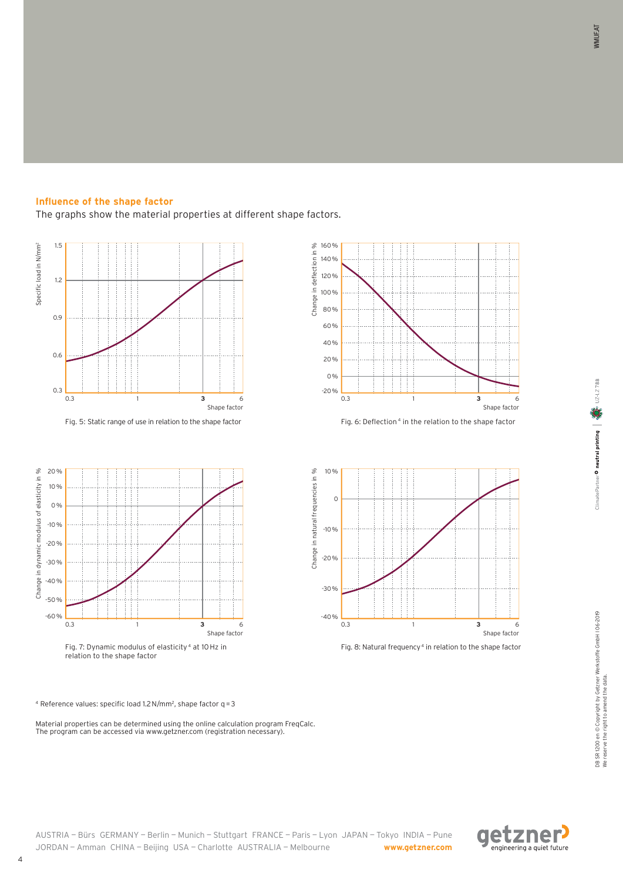## Influence of the shape factor

The graphs show the material properties at different shape factors.

Specific load in N/mm²
1.5
1.2
0.9
0.6
0.3
0.3
1
3
6
Shape factor

Fig. 5: Static range of use in relation to the shape factor

Change in deflection in %
160 %
140 %
120 %
100 %
80 %
60 %
40 %
20 %
0 %
-20 %
0.3
1
3
6
Shape factor

Fig. 6: Deflection[4] in the relation to the shape factor

Change in dynamic modulus of elasticity in %
20 %
10 %
0 %
-10 %
-20 %
-30 %
-40 %
-50 %
-60 %
0.3
1
3
6
Shape factor

Fig. 7: Dynamic modulus of elasticity[4] at 10 Hz in relation to the shape factor

Change in natural frequencies in %
10 %
0
-10 %
-20 %
-30 %
-40 %
0.3
1
3
6
Shape factor

Fig. 8: Natural frequency[4] in relation to the shape factor

[4] Reference values: specific load 1.2 N/mm², shape factor q = 3

Material properties can be determined using the online calculation program FreqCalc.
The program can be accessed via www.getzner.com (registration necessary).

AUSTRIA – Bürs GERMANY – Berlin – Munich – Stuttgart FRANCE – Paris – Lyon JAPAN – Tokyo INDIA – Pune
JORDAN – Amman CHINA – Beijing USA – Charlotte AUSTRALIA – Melbourne **www.getzner.com**

getzner engineering a quiet future

DB SR 1200 en © Copyright by Getzner Werkstoffe GmbH I 06-2019
We reserve the right to amend the data.